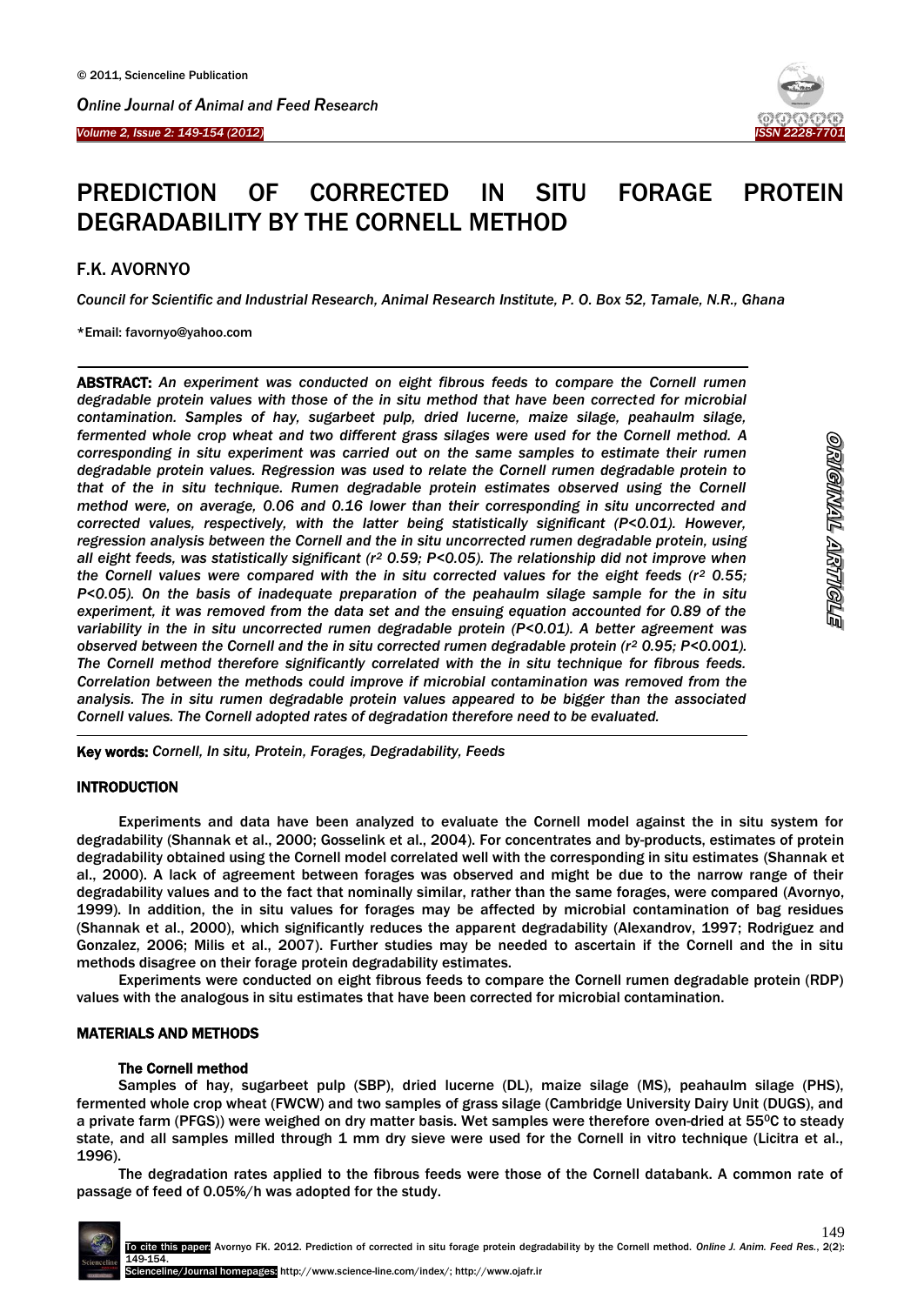# PREDICTION OF CORRECTED IN SITU FORAGE PROTEIN DEGRADABILITY BY THE CORNELL METHOD

## F.K. AVORNYO

*Council for Scientific and Industrial Research, Animal Research Institute, P. O. Box 52, Tamale, N.R., Ghana*

*Email: favornyo@yahoo.com

**ABSTRACT:** *An experiment was conducted on eight fibrous feeds to compare the Cornell rumen degradable protein values with those of the in situ method that have been corrected for microbial contamination. Samples of hay, sugarbeet pulp, dried lucerne, maize silage, peahaulm silage, fermented whole crop wheat and two different grass silages were used for the Cornell method. A corresponding in situ experiment was carried out on the same samples to estimate their rumen degradable protein values. Regression was used to relate the Cornell rumen degradable protein to that of the in situ technique. Rumen degradable protein estimates observed using the Cornell method were, on average, 0.06 and 0.16 lower than their corresponding in situ uncorrected and corrected values, respectively, with the latter being statistically significant (P<0.01). However, regression analysis between the Cornell and the in situ uncorrected rumen degradable protein, using all eight feeds, was statistically significant ($r^2$ 0.59; P<0.05). The relationship did not improve when the Cornell values were compared with the in situ corrected values for the eight feeds ($r^2$ 0.55; P<0.05). On the basis of inadequate preparation of the peahaulm silage sample for the in situ experiment, it was removed from the data set and the ensuing equation accounted for 0.89 of the variability in the in situ uncorrected rumen degradable protein (P<0.01). A better agreement was observed between the Cornell and the in situ corrected rumen degradable protein ($r^2$ 0.95; P<0.001). The Cornell method therefore significantly correlated with the in situ technique for fibrous feeds. Correlation between the methods could improve if microbial contamination was removed from the analysis. The in situ rumen degradable protein values appeared to be bigger than the associated Cornell values. The Cornell adopted rates of degradation therefore need to be evaluated.*

**Key words:** *Cornell, In situ, Protein, Forages, Degradability, Feeds*

## INTRODUCTION

Experiments and data have been analyzed to evaluate the Cornell model against the in situ system for degradability (Shannak et al., 2000; Gosselink et al., 2004). For concentrates and by-products, estimates of protein degradability obtained using the Cornell model correlated well with the corresponding in situ estimates (Shannak et al., 2000). A lack of agreement between forages was observed and might be due to the narrow range of their degradability values and to the fact that nominally similar, rather than the same forages, were compared (Avornyo, 1999). In addition, the in situ values for forages may be affected by microbial contamination of bag residues (Shannak et al., 2000), which significantly reduces the apparent degradability (Alexandrov, 1997; Rodriguez and Gonzalez, 2006; Milis et al., 2007). Further studies may be needed to ascertain if the Cornell and the in situ methods disagree on their forage protein degradability estimates.

Experiments were conducted on eight fibrous feeds to compare the Cornell rumen degradable protein (RDP) values with the analogous in situ estimates that have been corrected for microbial contamination.

## MATERIALS AND METHODS

### The Cornell method

Samples of hay, sugarbeet pulp (SBP), dried lucerne (DL), maize silage (MS), peahaulm silage (PHS), fermented whole crop wheat (FWCW) and two samples of grass silage (Cambridge University Dairy Unit (DUGS), and a private farm (PFGS)) were weighed on dry matter basis. Wet samples were therefore oven-dried at 55$^0$C to steady state, and all samples milled through 1 mm dry sieve were used for the Cornell in vitro technique (Licitra et al., 1996).

The degradation rates applied to the fibrous feeds were those of the Cornell databank. A common rate of passage of feed of 0.05%/h was adopted for the study.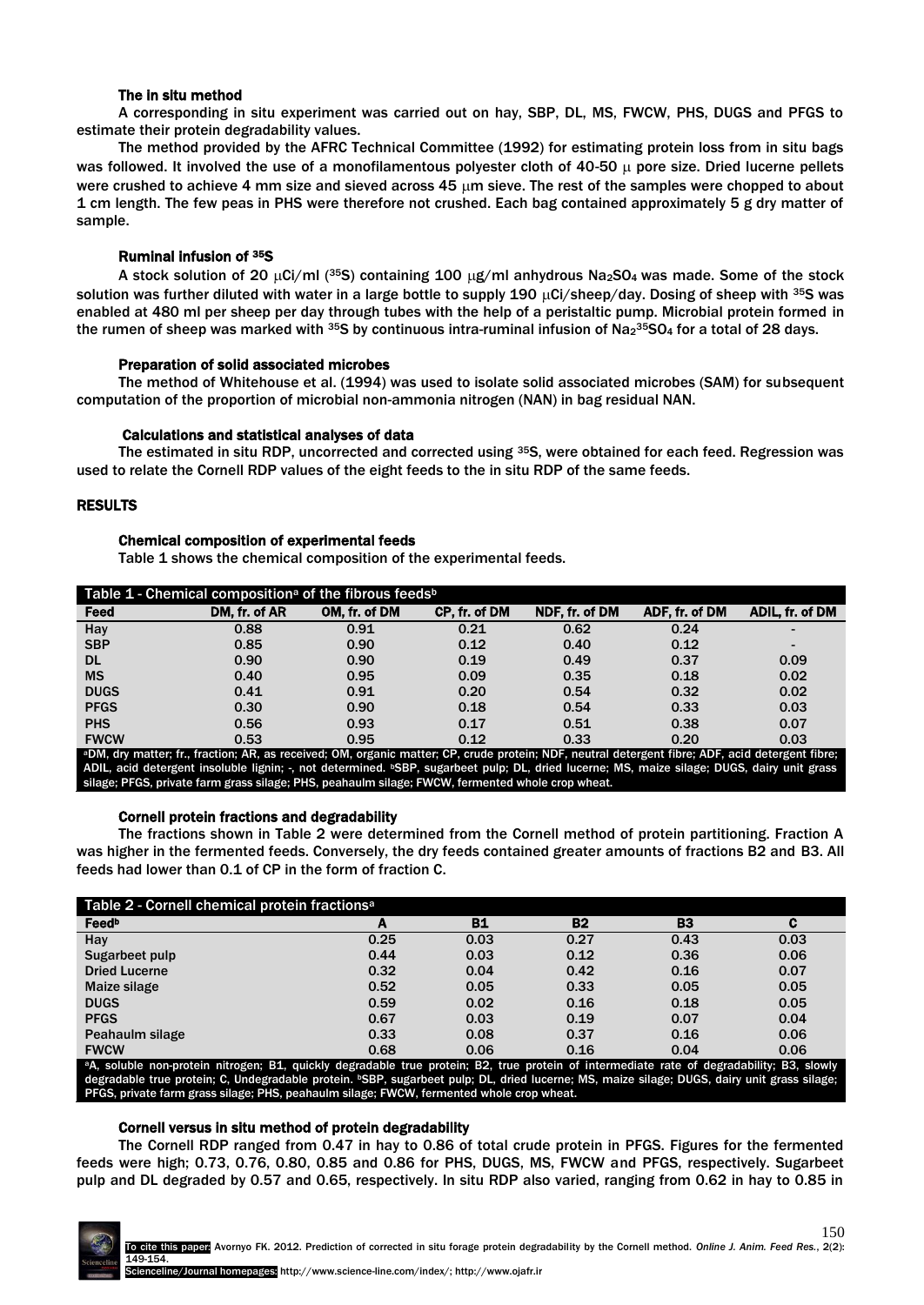#### The in situ method

A corresponding in situ experiment was carried out on hay, SBP, DL, MS, FWCW, PHS, DUGS and PFGS to estimate their protein degradability values.

The method provided by the AFRC Technical Committee (1992) for estimating protein loss from in situ bags was followed. It involved the use of a monofilamentous polyester cloth of 40-50 μ pore size. Dried lucerne pellets were crushed to achieve 4 mm size and sieved across 45 μm sieve. The rest of the samples were chopped to about 1 cm length. The few peas in PHS were therefore not crushed. Each bag contained approximately 5 g dry matter of sample.

#### Ruminal infusion of $^{35}S$

A stock solution of 20 μCi/ml ($^{35}S$) containing 100 μg/ml anhydrous $Na_2SO_4$ was made. Some of the stock solution was further diluted with water in a large bottle to supply 190 μCi/sheep/day. Dosing of sheep with $^{35}S$ was enabled at 480 ml per sheep per day through tubes with the help of a peristaltic pump. Microbial protein formed in the rumen of sheep was marked with $^{35}S$ by continuous intra-ruminal infusion of $Na_2{}^{35}SO_4$ for a total of 28 days.

#### Preparation of solid associated microbes

The method of Whitehouse et al. (1994) was used to isolate solid associated microbes (SAM) for subsequent computation of the proportion of microbial non-ammonia nitrogen (NAN) in bag residual NAN.

#### Calculations and statistical analyses of data

The estimated in situ RDP, uncorrected and corrected using $^{35}S$, were obtained for each feed. Regression was used to relate the Cornell RDP values of the eight feeds to the in situ RDP of the same feeds.

## RESULTS

#### Chemical composition of experimental feeds

Table 1 shows the chemical composition of the experimental feeds.

Table 1 - Chemical composition[a] of the fibrous feeds[b]

| Feed | DM, fr. of AR | OM, fr. of DM | CP, fr. of DM | NDF, fr. of DM | ADF, fr. of DM | ADIL, fr. of DM |
|---|---|---|---|---|---|---|
| Hay | 0.88 | 0.91 | 0.21 | 0.62 | 0.24 | - |
| SBP | 0.85 | 0.90 | 0.12 | 0.40 | 0.12 | - |
| DL | 0.90 | 0.90 | 0.19 | 0.49 | 0.37 | 0.09 |
| MS | 0.40 | 0.95 | 0.09 | 0.35 | 0.18 | 0.02 |
| DUGS | 0.41 | 0.91 | 0.20 | 0.54 | 0.32 | 0.02 |
| PFGS | 0.30 | 0.90 | 0.18 | 0.54 | 0.33 | 0.03 |
| PHS | 0.56 | 0.93 | 0.17 | 0.51 | 0.38 | 0.07 |
| FWCW | 0.53 | 0.95 | 0.12 | 0.33 | 0.20 | 0.03 |

[a]DM, dry matter; fr., fraction; AR, as received; OM, organic matter; CP, crude protein; NDF, neutral detergent fibre; ADF, acid detergent fibre; ADIL, acid detergent insoluble lignin; -, not determined. [b]SBP, sugarbeet pulp; DL, dried lucerne; MS, maize silage; DUGS, dairy unit grass silage; PFGS, private farm grass silage; PHS, peahaulm silage; FWCW, fermented whole crop wheat.

#### Cornell protein fractions and degradability

The fractions shown in Table 2 were determined from the Cornell method of protein partitioning. Fraction A was higher in the fermented feeds. Conversely, the dry feeds contained greater amounts of fractions B2 and B3. All feeds had lower than 0.1 of CP in the form of fraction C.

Table 2 - Cornell chemical protein fractions[a]

| Feed[b] | A | B1 | B2 | B3 | C |
|---|---|---|---|---|---|
| Hay | 0.25 | 0.03 | 0.27 | 0.43 | 0.03 |
| Sugarbeet pulp | 0.44 | 0.03 | 0.12 | 0.36 | 0.06 |
| Dried Lucerne | 0.32 | 0.04 | 0.42 | 0.16 | 0.07 |
| Maize silage | 0.52 | 0.05 | 0.33 | 0.05 | 0.05 |
| DUGS | 0.59 | 0.02 | 0.16 | 0.18 | 0.05 |
| PFGS | 0.67 | 0.03 | 0.19 | 0.07 | 0.04 |
| Peahaulm silage | 0.33 | 0.08 | 0.37 | 0.16 | 0.06 |
| FWCW | 0.68 | 0.06 | 0.16 | 0.04 | 0.06 |

[a]A, soluble non-protein nitrogen; B1, quickly degradable true protein; B2, true protein of intermediate rate of degradability; B3, slowly degradable true protein; C, Undegradable protein. [b]SBP, sugarbeet pulp; DL, dried lucerne; MS, maize silage; DUGS, dairy unit grass silage; PFGS, private farm grass silage; PHS, peahaulm silage; FWCW, fermented whole crop wheat.

#### Cornell versus in situ method of protein degradability

The Cornell RDP ranged from 0.47 in hay to 0.86 of total crude protein in PFGS. Figures for the fermented feeds were high; 0.73, 0.76, 0.80, 0.85 and 0.86 for PHS, DUGS, MS, FWCW and PFGS, respectively. Sugarbeet pulp and DL degraded by 0.57 and 0.65, respectively. In situ RDP also varied, ranging from 0.62 in hay to 0.85 in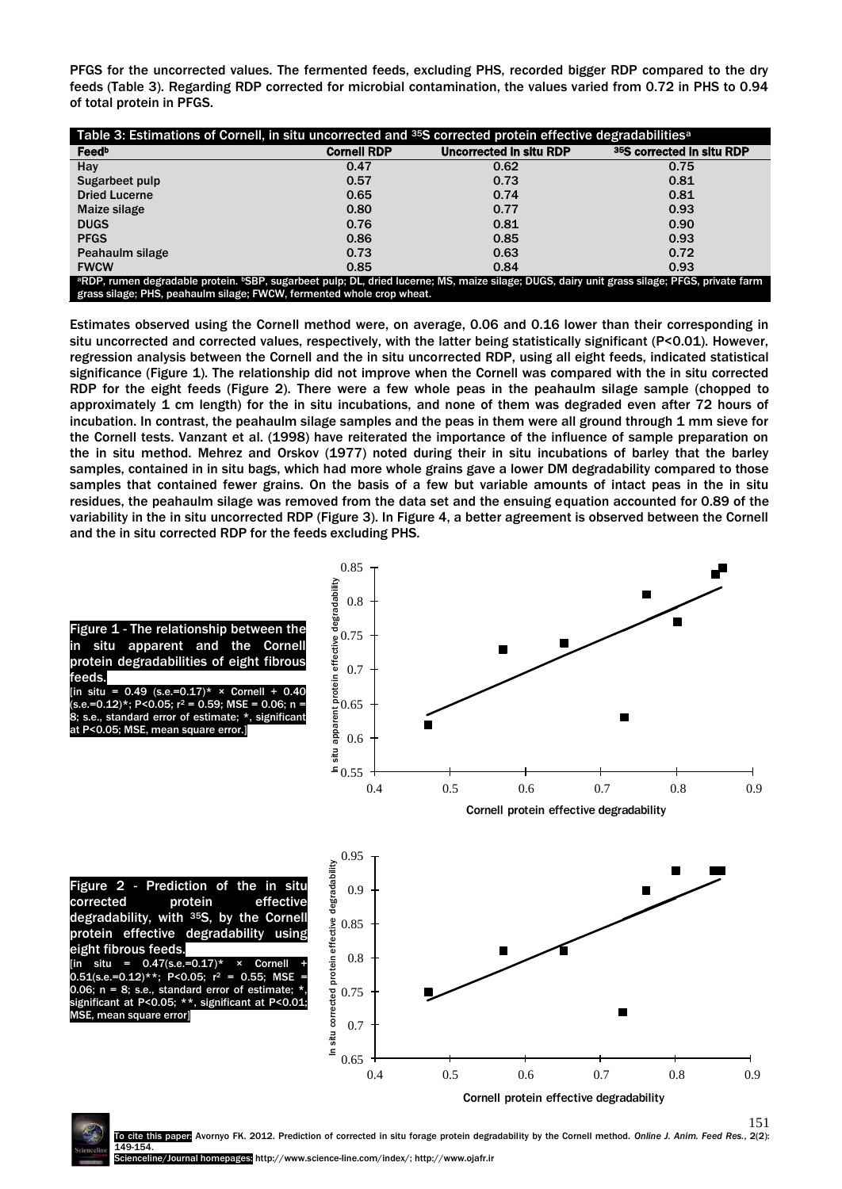PFGS for the uncorrected values. The fermented feeds, excluding PHS, recorded bigger RDP compared to the dry feeds (Table 3). Regarding RDP corrected for microbial contamination, the values varied from 0.72 in PHS to 0.94 of total protein in PFGS.

**Table 3: Estimations of Cornell, in situ uncorrected and $^{35}$S corrected protein effective degradabilities[a]**

| Feed[b] | Cornell RDP | Uncorrected in situ RDP | $^{35}$S corrected in situ RDP |
|---|---|---|---|
| Hay | 0.47 | 0.62 | 0.75 |
| Sugarbeet pulp | 0.57 | 0.73 | 0.81 |
| Dried Lucerne | 0.65 | 0.74 | 0.81 |
| Maize silage | 0.80 | 0.77 | 0.93 |
| DUGS | 0.76 | 0.81 | 0.90 |
| PFGS | 0.86 | 0.85 | 0.93 |
| Peahaulm silage | 0.73 | 0.63 | 0.72 |
| FWCW | 0.85 | 0.84 | 0.93 |

[a]RDP, rumen degradable protein. [b]SBP, sugarbeet pulp; DL, dried lucerne; MS, maize silage; DUGS, dairy unit grass silage; PFGS, private farm grass silage; PHS, peahaulm silage; FWCW, fermented whole crop wheat.

Estimates observed using the Cornell method were, on average, 0.06 and 0.16 lower than their corresponding in situ uncorrected and corrected values, respectively, with the latter being statistically significant ($P<0.01$). However, regression analysis between the Cornell and the in situ uncorrected RDP, using all eight feeds, indicated statistical significance (Figure 1). The relationship did not improve when the Cornell was compared with the in situ corrected RDP for the eight feeds (Figure 2). There were a few whole peas in the peahaulm silage sample (chopped to approximately 1 cm length) for the in situ incubations, and none of them was degraded even after 72 hours of incubation. In contrast, the peahaulm silage samples and the peas in them were all ground through 1 mm sieve for the Cornell tests. Vanzant et al. (1998) have reiterated the importance of the influence of sample preparation on the in situ method. Mehrez and Orskov (1977) noted during their in situ incubations of barley that the barley samples, contained in in situ bags, which had more whole grains gave a lower DM degradability compared to those samples that contained fewer grains. On the basis of a few but variable amounts of intact peas in the in situ residues, the peahaulm silage was removed from the data set and the ensuing equation accounted for 0.89 of the variability in the in situ uncorrected RDP (Figure 3). In Figure 4, a better agreement is observed between the Cornell and the in situ corrected RDP for the feeds excluding PHS.

**Figure 1 - The relationship between the in situ apparent and the Cornell protein degradabilities of eight fibrous feeds.**
[in situ = 0.49 (s.e.=0.17)* × Cornell + 0.40 (s.e.=0.12)*; $P<0.05$; $r^2$ = 0.59; MSE = 0.06; n = 8; s.e., standard error of estimate; *, significant at $P<0.05$; MSE, mean square error.]

**Figure 2 - Prediction of the in situ corrected protein effective degradability, with $^{35}$S, by the Cornell protein effective degradability using eight fibrous feeds.**
[in situ = 0.47(s.e.=0.17)* × Cornell + 0.51(s.e.=0.12)**; $P<0.05$; $r^2$ = 0.55; MSE = 0.06; n = 8; s.e., standard error of estimate; *, significant at $P<0.05$; **, significant at $P<0.01$; MSE, mean square error]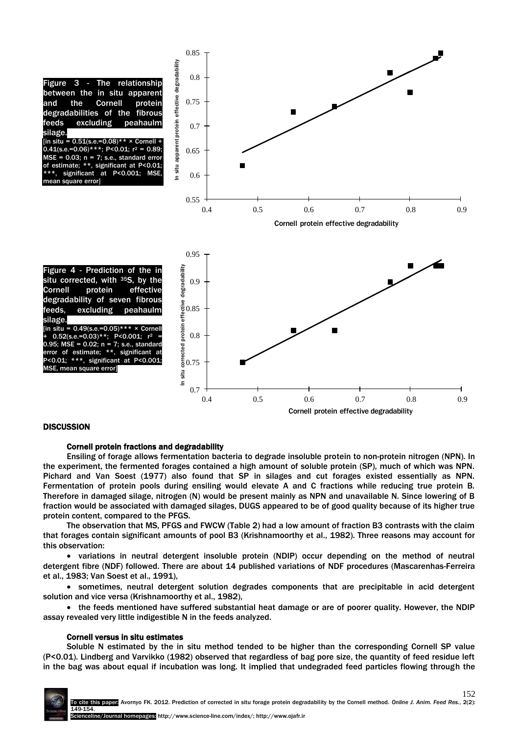**Figure 3 - The relationship between the in situ apparent and the Cornell protein degradabilities of the fibrous feeds excluding peahaulm silage.**
[in situ = 0.51(s.e.=0.08)** × Cornell + 0.41(s.e.=0.06)***; $P<0.01$; $r^2$ = 0.89; MSE = 0.03; n = 7; s.e., standard error of estimate; **, significant at $P<0.01$; ***, significant at $P<0.001$; MSE, mean square error]

**Figure 4 - Prediction of the in situ corrected, with $^{35}S$, by the Cornell protein effective degradability of seven fibrous feeds, excluding peahaulm silage.**
[in situ = 0.49(s.e.=0.05)*** × Cornell + 0.52(s.e.=0.03)**; $P<0.001$; $r^2$ = 0.95; MSE = 0.02; n = 7; s.e., standard error of estimate; **, significant at $P<0.01$; ***, significant at $P<0.001$; MSE, mean square error]

## DISCUSSION

### Cornell protein fractions and degradability

Ensiling of forage allows fermentation bacteria to degrade insoluble protein to non-protein nitrogen (NPN). In the experiment, the fermented forages contained a high amount of soluble protein (SP), much of which was NPN. Pichard and Van Soest (1977) also found that SP in silages and cut forages existed essentially as NPN. Fermentation of protein pools during ensiling would elevate A and C fractions while reducing true protein B. Therefore in damaged silage, nitrogen (N) would be present mainly as NPN and unavailable N. Since lowering of B fraction would be associated with damaged silages, DUGS appeared to be of good quality because of its higher true protein content, compared to the PFGS.

The observation that MS, PFGS and FWCW (Table 2) had a low amount of fraction B3 contrasts with the claim that forages contain significant amounts of pool B3 (Krishnamoorthy et al., 1982). Three reasons may account for this observation:

- variations in neutral detergent insoluble protein (NDIP) occur depending on the method of neutral detergent fibre (NDF) followed. There are about 14 published variations of NDF procedures (Mascarenhas-Ferreira et al., 1983; Van Soest et al., 1991),
- sometimes, neutral detergent solution degrades components that are precipitable in acid detergent solution and vice versa (Krishnamoorthy et al., 1982),
- the feeds mentioned have suffered substantial heat damage or are of poorer quality. However, the NDIP assay revealed very little indigestible N in the feeds analyzed.

### Cornell versus in situ estimates

Soluble N estimated by the in situ method tended to be higher than the corresponding Cornell SP value ($P<0.01$). Lindberg and Varvikko (1982) observed that regardless of bag pore size, the quantity of feed residue left in the bag was about equal if incubation was long. It implied that undegraded feed particles flowing through the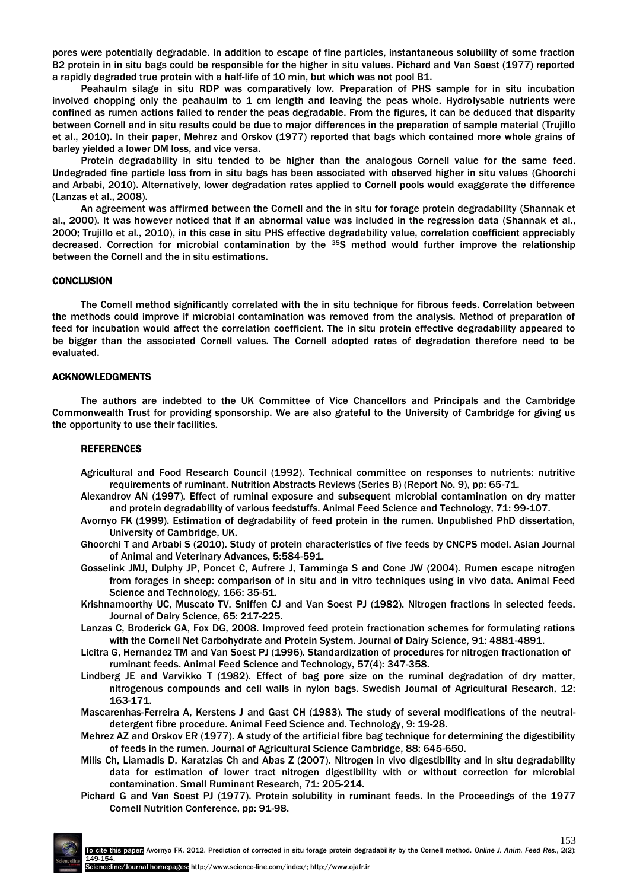pores were potentially degradable. In addition to escape of fine particles, instantaneous solubility of some fraction B2 protein in in situ bags could be responsible for the higher in situ values. Pichard and Van Soest (1977) reported a rapidly degraded true protein with a half-life of 10 min, but which was not pool B1.

Peahaulm silage in situ RDP was comparatively low. Preparation of PHS sample for in situ incubation involved chopping only the peahaulm to 1 cm length and leaving the peas whole. Hydrolysable nutrients were confined as rumen actions failed to render the peas degradable. From the figures, it can be deduced that disparity between Cornell and in situ results could be due to major differences in the preparation of sample material (Trujillo et al., 2010). In their paper, Mehrez and Orskov (1977) reported that bags which contained more whole grains of barley yielded a lower DM loss, and vice versa.

Protein degradability in situ tended to be higher than the analogous Cornell value for the same feed. Undegraded fine particle loss from in situ bags has been associated with observed higher in situ values (Ghoorchi and Arbabi, 2010). Alternatively, lower degradation rates applied to Cornell pools would exaggerate the difference (Lanzas et al., 2008).

An agreement was affirmed between the Cornell and the in situ for forage protein degradability (Shannak et al., 2000). It was however noticed that if an abnormal value was included in the regression data (Shannak et al., 2000; Trujillo et al., 2010), in this case in situ PHS effective degradability value, correlation coefficient appreciably decreased. Correction for microbial contamination by the $^{35}S$ method would further improve the relationship between the Cornell and the in situ estimations.

## CONCLUSION

The Cornell method significantly correlated with the in situ technique for fibrous feeds. Correlation between the methods could improve if microbial contamination was removed from the analysis. Method of preparation of feed for incubation would affect the correlation coefficient. The in situ protein effective degradability appeared to be bigger than the associated Cornell values. The Cornell adopted rates of degradation therefore need to be evaluated.

## ACKNOWLEDGMENTS

The authors are indebted to the UK Committee of Vice Chancellors and Principals and the Cambridge Commonwealth Trust for providing sponsorship. We are also grateful to the University of Cambridge for giving us the opportunity to use their facilities.

## REFERENCES

Agricultural and Food Research Council (1992). Technical committee on responses to nutrients: nutritive requirements of ruminant. Nutrition Abstracts Reviews (Series B) (Report No. 9), pp: 65-71.

Alexandrov AN (1997). Effect of ruminal exposure and subsequent microbial contamination on dry matter and protein degradability of various feedstuffs. Animal Feed Science and Technology, 71: 99-107.

Avornyo FK (1999). Estimation of degradability of feed protein in the rumen. Unpublished PhD dissertation, University of Cambridge, UK.

Ghoorchi T and Arbabi S (2010). Study of protein characteristics of five feeds by CNCPS model. Asian Journal of Animal and Veterinary Advances, 5:584-591.

Gosselink JMJ, Dulphy JP, Poncet C, Aufrere J, Tamminga S and Cone JW (2004). Rumen escape nitrogen from forages in sheep: comparison of in situ and in vitro techniques using in vivo data. Animal Feed Science and Technology, 166: 35-51.

Krishnamoorthy UC, Muscato TV, Sniffen CJ and Van Soest PJ (1982). Nitrogen fractions in selected feeds. Journal of Dairy Science, 65: 217-225.

Lanzas C, Broderick GA, Fox DG, 2008. Improved feed protein fractionation schemes for formulating rations with the Cornell Net Carbohydrate and Protein System. Journal of Dairy Science, 91: 4881-4891.

Licitra G, Hernandez TM and Van Soest PJ (1996). Standardization of procedures for nitrogen fractionation of ruminant feeds. Animal Feed Science and Technology, 57(4): 347-358.

Lindberg JE and Varvikko T (1982). Effect of bag pore size on the ruminal degradation of dry matter, nitrogenous compounds and cell walls in nylon bags. Swedish Journal of Agricultural Research, 12: 163-171.

Mascarenhas-Ferreira A, Kerstens J and Gast CH (1983). The study of several modifications of the neutral-detergent fibre procedure. Animal Feed Science and. Technology, 9: 19-28.

Mehrez AZ and Orskov ER (1977). A study of the artificial fibre bag technique for determining the digestibility of feeds in the rumen. Journal of Agricultural Science Cambridge, 88: 645-650.

Milis Ch, Liamadis D, Karatzias Ch and Abas Z (2007). Nitrogen in vivo digestibility and in situ degradability data for estimation of lower tract nitrogen digestibility with or without correction for microbial contamination. Small Ruminant Research, 71: 205-214.

Pichard G and Van Soest PJ (1977). Protein solubility in ruminant feeds. In the Proceedings of the 1977 Cornell Nutrition Conference, pp: 91-98.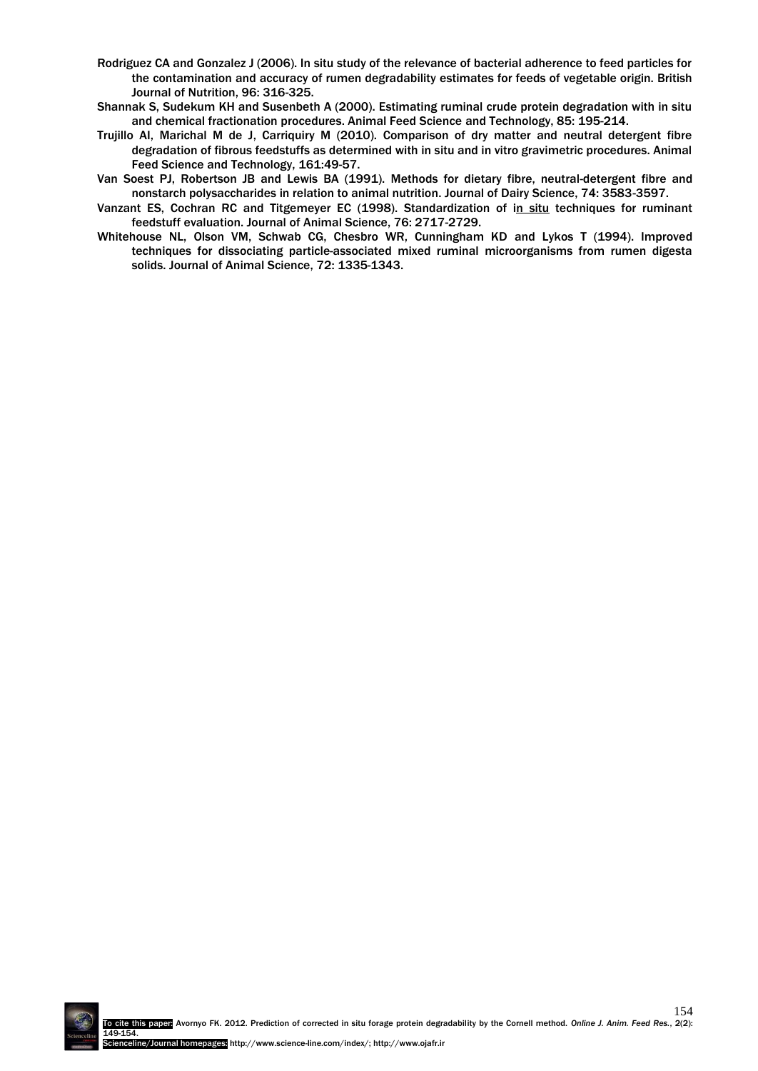Rodriguez CA and Gonzalez J (2006). In situ study of the relevance of bacterial adherence to feed particles for the contamination and accuracy of rumen degradability estimates for feeds of vegetable origin. British Journal of Nutrition, 96: 316-325.

Shannak S, Sudekum KH and Susenbeth A (2000). Estimating ruminal crude protein degradation with in situ and chemical fractionation procedures. Animal Feed Science and Technology, 85: 195-214.

Trujillo AI, Marichal M de J, Carriquiry M (2010). Comparison of dry matter and neutral detergent fibre degradation of fibrous feedstuffs as determined with in situ and in vitro gravimetric procedures. Animal Feed Science and Technology, 161:49-57.

Van Soest PJ, Robertson JB and Lewis BA (1991). Methods for dietary fibre, neutral-detergent fibre and nonstarch polysaccharides in relation to animal nutrition. Journal of Dairy Science, 74: 3583-3597.

Vanzant ES, Cochran RC and Titgemeyer EC (1998). Standardization of in situ techniques for ruminant feedstuff evaluation. Journal of Animal Science, 76: 2717-2729.

Whitehouse NL, Olson VM, Schwab CG, Chesbro WR, Cunningham KD and Lykos T (1994). Improved techniques for dissociating particle-associated mixed ruminal microorganisms from rumen digesta solids. Journal of Animal Science, 72: 1335-1343.